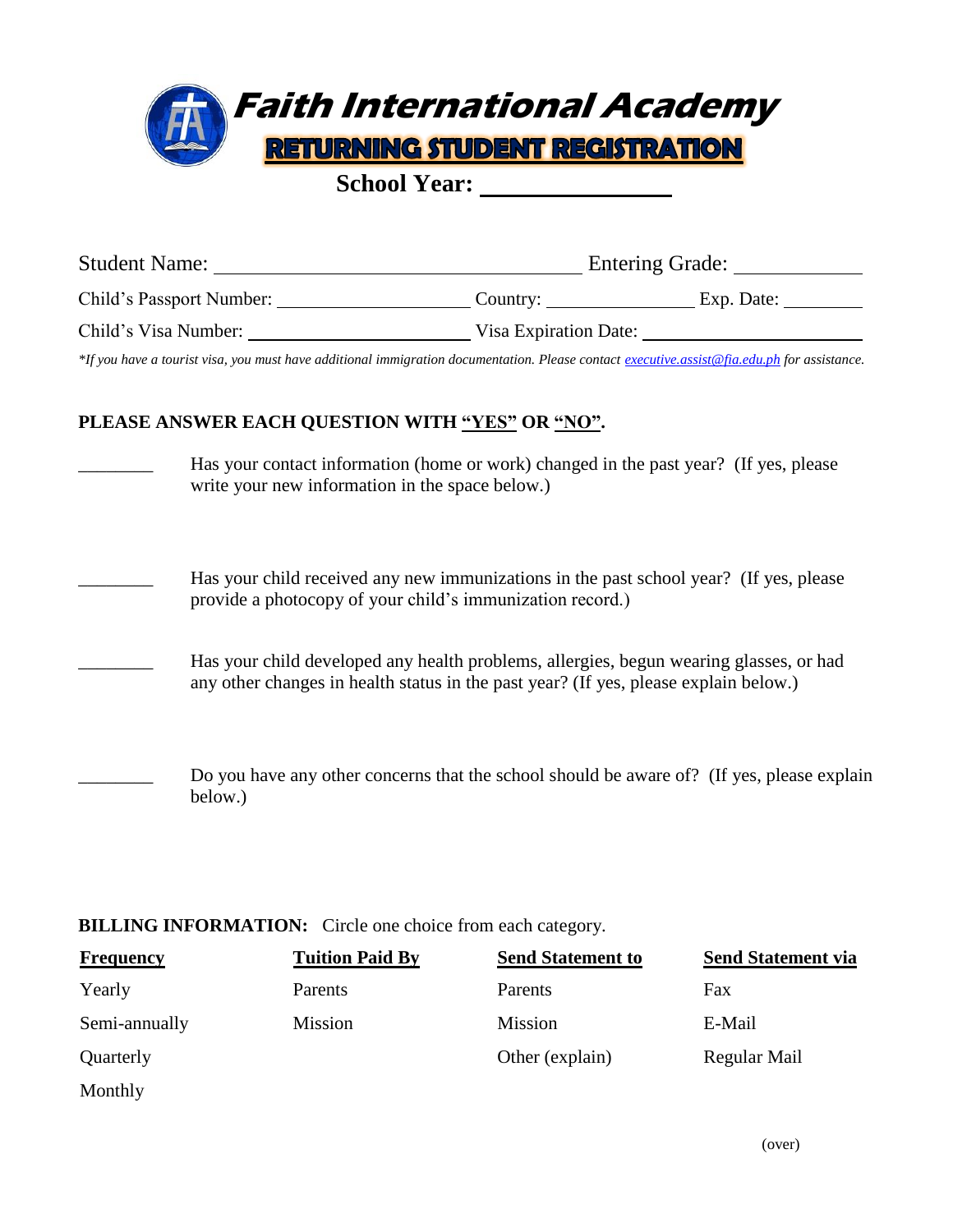# Faith International Academy

## RETURNING STUDENT REGISTRATION

**School Year: ________________**

Student Name: ________________________________ Entering Grade: ____________

Child's Passport Number: ____________________ Country: ______________ Exp. Date: ________

Child's Visa Number: ______________________ Visa Expiration Date: ______________________

*\*If you have a tourist visa, you must have additional immigration documentation. Please contact executive.assist@fia.edu.ph for assistance.*

**PLEASE ANSWER EACH QUESTION WITH "YES" OR "NO".**

________ Has your contact information (home or work) changed in the past year? (If yes, please write your new information in the space below.)

________ Has your child received any new immunizations in the past school year? (If yes, please provide a photocopy of your child's immunization record.)

________ Has your child developed any health problems, allergies, begun wearing glasses, or had any other changes in health status in the past year? (If yes, please explain below.)

________ Do you have any other concerns that the school should be aware of? (If yes, please explain below.)

**BILLING INFORMATION:** Circle one choice from each category.

| Frequency | Tuition Paid By | Send Statement to | Send Statement via |
|---|---|---|---|
| Yearly | Parents | Parents | Fax |
| Semi-annually | Mission | Mission | E-Mail |
| Quarterly | | Other (explain) | Regular Mail |
| Monthly | | | |

(over)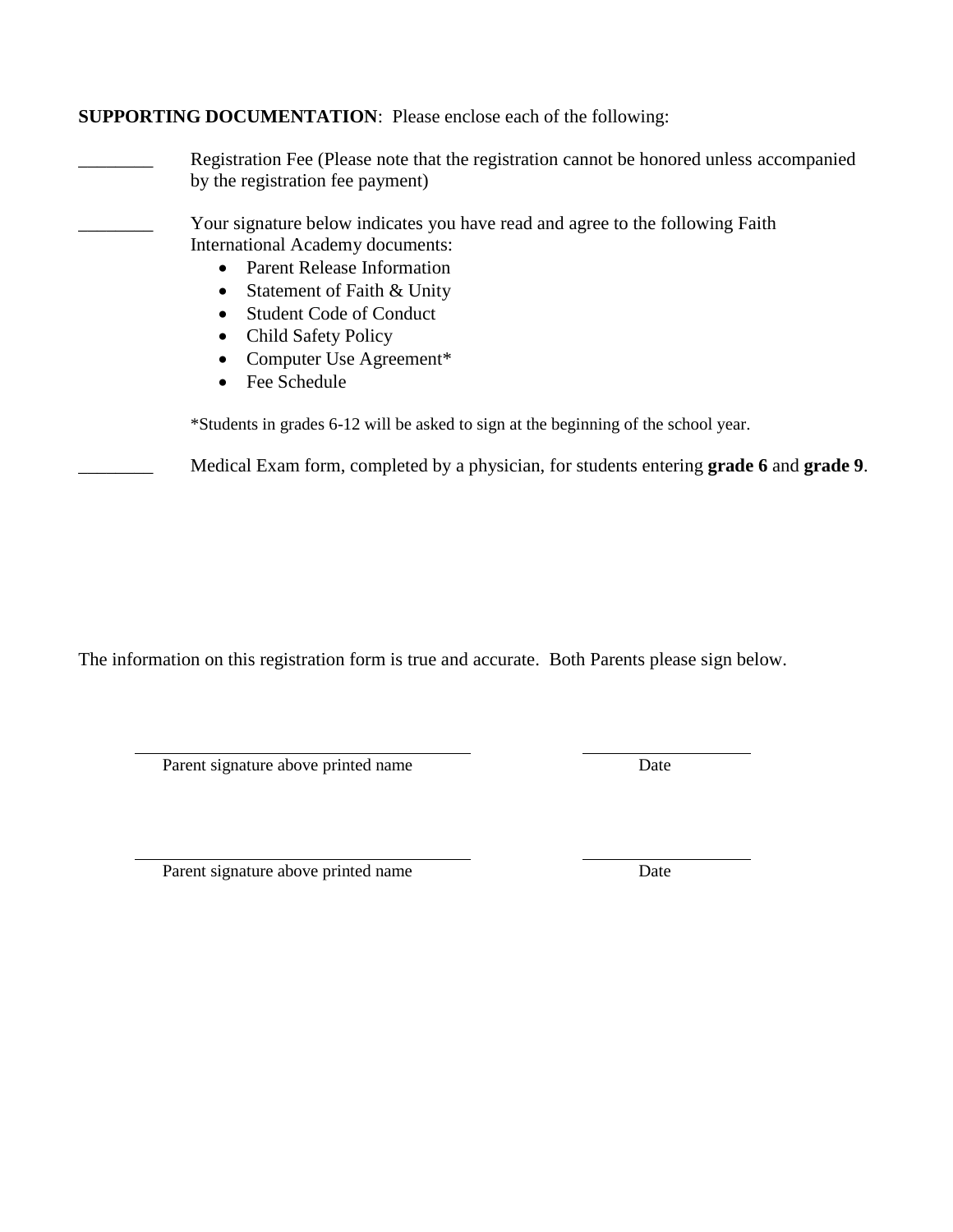**SUPPORTING DOCUMENTATION**: Please enclose each of the following:

________ Registration Fee (Please note that the registration cannot be honored unless accompanied by the registration fee payment)

________ Your signature below indicates you have read and agree to the following Faith International Academy documents:

- Parent Release Information
- Statement of Faith & Unity
- Student Code of Conduct
- Child Safety Policy
- Computer Use Agreement*
- Fee Schedule

*Students in grades 6-12 will be asked to sign at the beginning of the school year.

________ Medical Exam form, completed by a physician, for students entering **grade 6** and **grade 9**.

The information on this registration form is true and accurate. Both Parents please sign below.

______________________________ ______________

Parent signature above printed name Date

______________________________ ______________

Parent signature above printed name Date